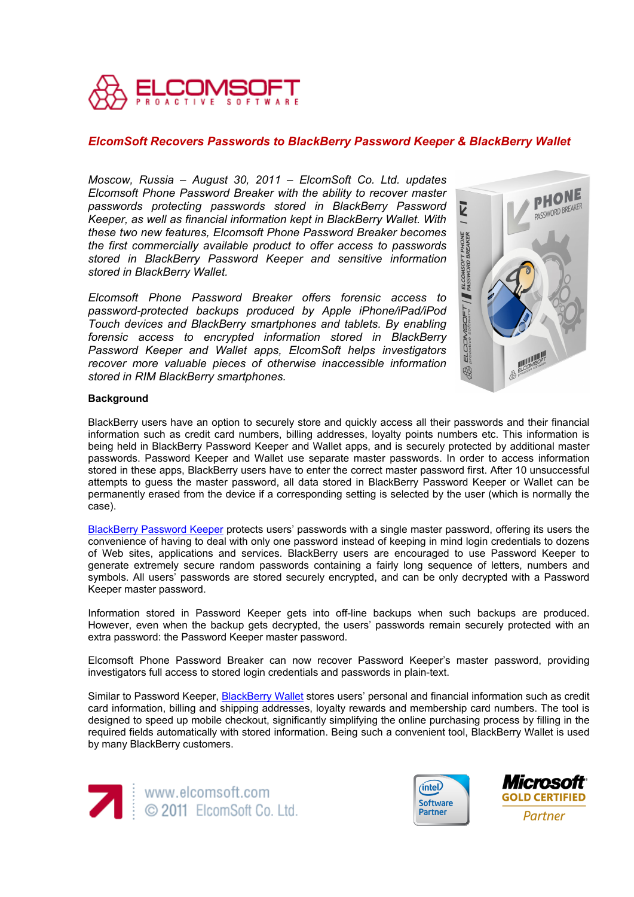## *ElcomSoft Recovers Passwords to BlackBerry Password Keeper & BlackBerry Wallet*

*Moscow, Russia – August 30, 2011 – ElcomSoft Co. Ltd. updates Elcomsoft Phone Password Breaker with the ability to recover master passwords protecting passwords stored in BlackBerry Password Keeper, as well as financial information kept in BlackBerry Wallet. With these two new features, Elcomsoft Phone Password Breaker becomes the first commercially available product to offer access to passwords stored in BlackBerry Password Keeper and sensitive information stored in BlackBerry Wallet.*

*Elcomsoft Phone Password Breaker offers forensic access to password-protected backups produced by Apple iPhone/iPad/iPod Touch devices and BlackBerry smartphones and tablets. By enabling forensic access to encrypted information stored in BlackBerry Password Keeper and Wallet apps, ElcomSoft helps investigators recover more valuable pieces of otherwise inaccessible information stored in RIM BlackBerry smartphones.*

**Background**

BlackBerry users have an option to securely store and quickly access all their passwords and their financial information such as credit card numbers, billing addresses, loyalty points numbers etc. This information is being held in BlackBerry Password Keeper and Wallet apps, and is securely protected by additional master passwords. Password Keeper and Wallet use separate master passwords. In order to access information stored in these apps, BlackBerry users have to enter the correct master password first. After 10 unsuccessful attempts to guess the master password, all data stored in BlackBerry Password Keeper or Wallet can be permanently erased from the device if a corresponding setting is selected by the user (which is normally the case).

BlackBerry Password Keeper protects users' passwords with a single master password, offering its users the convenience of having to deal with only one password instead of keeping in mind login credentials to dozens of Web sites, applications and services. BlackBerry users are encouraged to use Password Keeper to generate extremely secure random passwords containing a fairly long sequence of letters, numbers and symbols. All users' passwords are stored securely encrypted, and can be only decrypted with a Password Keeper master password.

Information stored in Password Keeper gets into off-line backups when such backups are produced. However, even when the backup gets decrypted, the users' passwords remain securely protected with an extra password: the Password Keeper master password.

Elcomsoft Phone Password Breaker can now recover Password Keeper's master password, providing investigators full access to stored login credentials and passwords in plain-text.

Similar to Password Keeper, BlackBerry Wallet stores users' personal and financial information such as credit card information, billing and shipping addresses, loyalty rewards and membership card numbers. The tool is designed to speed up mobile checkout, significantly simplifying the online purchasing process by filling in the required fields automatically with stored information. Being such a convenient tool, BlackBerry Wallet is used by many BlackBerry customers.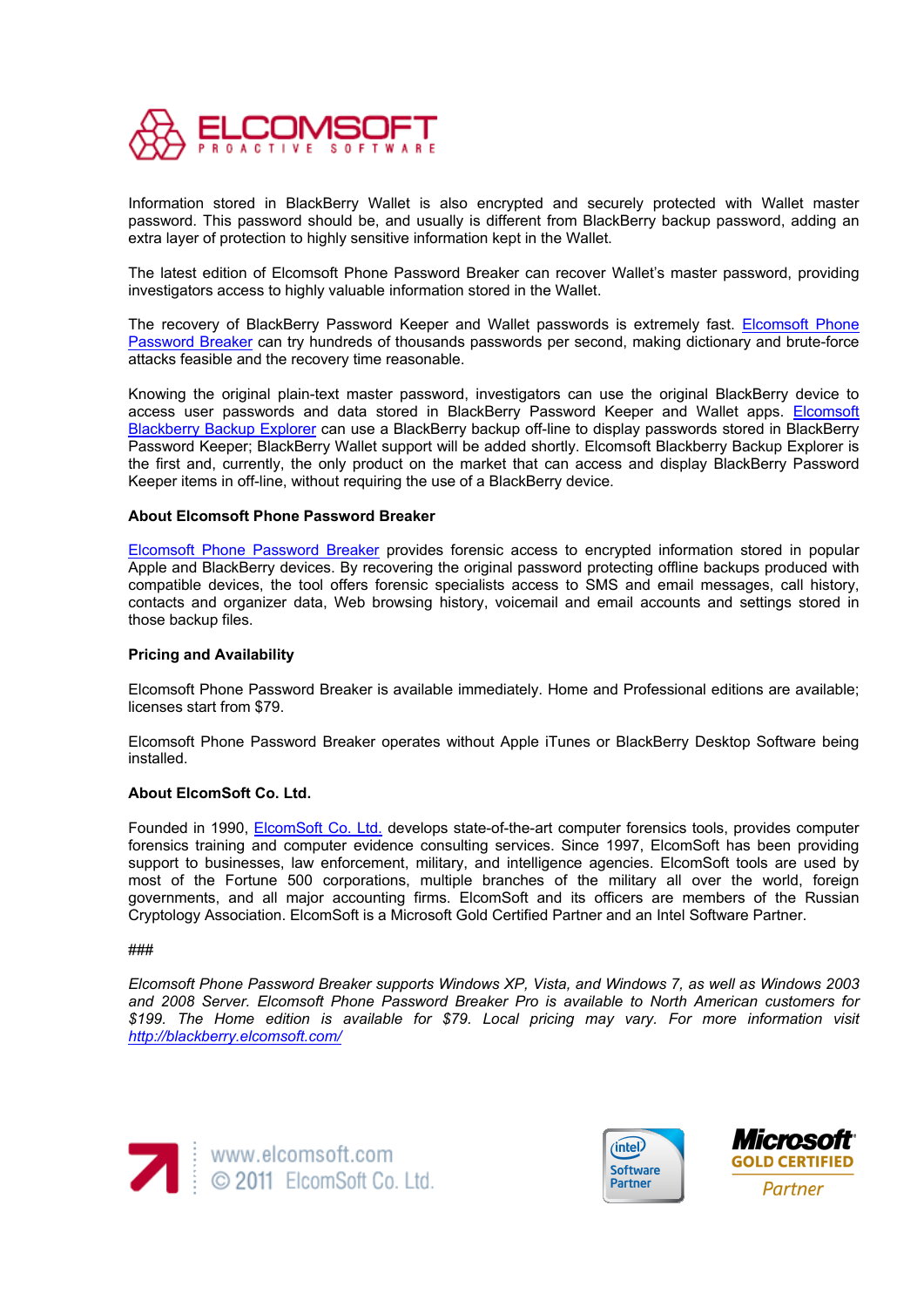Information stored in BlackBerry Wallet is also encrypted and securely protected with Wallet master password. This password should be, and usually is different from BlackBerry backup password, adding an extra layer of protection to highly sensitive information kept in the Wallet.

The latest edition of Elcomsoft Phone Password Breaker can recover Wallet's master password, providing investigators access to highly valuable information stored in the Wallet.

The recovery of BlackBerry Password Keeper and Wallet passwords is extremely fast. Elcomsoft Phone Password Breaker can try hundreds of thousands passwords per second, making dictionary and brute-force attacks feasible and the recovery time reasonable.

Knowing the original plain-text master password, investigators can use the original BlackBerry device to access user passwords and data stored in BlackBerry Password Keeper and Wallet apps. Elcomsoft Blackberry Backup Explorer can use a BlackBerry backup off-line to display passwords stored in BlackBerry Password Keeper; BlackBerry Wallet support will be added shortly. Elcomsoft Blackberry Backup Explorer is the first and, currently, the only product on the market that can access and display BlackBerry Password Keeper items in off-line, without requiring the use of a BlackBerry device.

**About Elcomsoft Phone Password Breaker**

Elcomsoft Phone Password Breaker provides forensic access to encrypted information stored in popular Apple and BlackBerry devices. By recovering the original password protecting offline backups produced with compatible devices, the tool offers forensic specialists access to SMS and email messages, call history, contacts and organizer data, Web browsing history, voicemail and email accounts and settings stored in those backup files.

**Pricing and Availability**

Elcomsoft Phone Password Breaker is available immediately. Home and Professional editions are available; licenses start from $79.

Elcomsoft Phone Password Breaker operates without Apple iTunes or BlackBerry Desktop Software being installed.

**About ElcomSoft Co. Ltd.**

Founded in 1990, ElcomSoft Co. Ltd. develops state-of-the-art computer forensics tools, provides computer forensics training and computer evidence consulting services. Since 1997, ElcomSoft has been providing support to businesses, law enforcement, military, and intelligence agencies. ElcomSoft tools are used by most of the Fortune 500 corporations, multiple branches of the military all over the world, foreign governments, and all major accounting firms. ElcomSoft and its officers are members of the Russian Cryptology Association. ElcomSoft is a Microsoft Gold Certified Partner and an Intel Software Partner.

###

*Elcomsoft Phone Password Breaker supports Windows XP, Vista, and Windows 7, as well as Windows 2003 and 2008 Server. Elcomsoft Phone Password Breaker Pro is available to North American customers for $199. The Home edition is available for $79. Local pricing may vary. For more information visit http://blackberry.elcomsoft.com/*

www.elcomsoft.com
© 2011 ElcomSoft Co. Ltd.